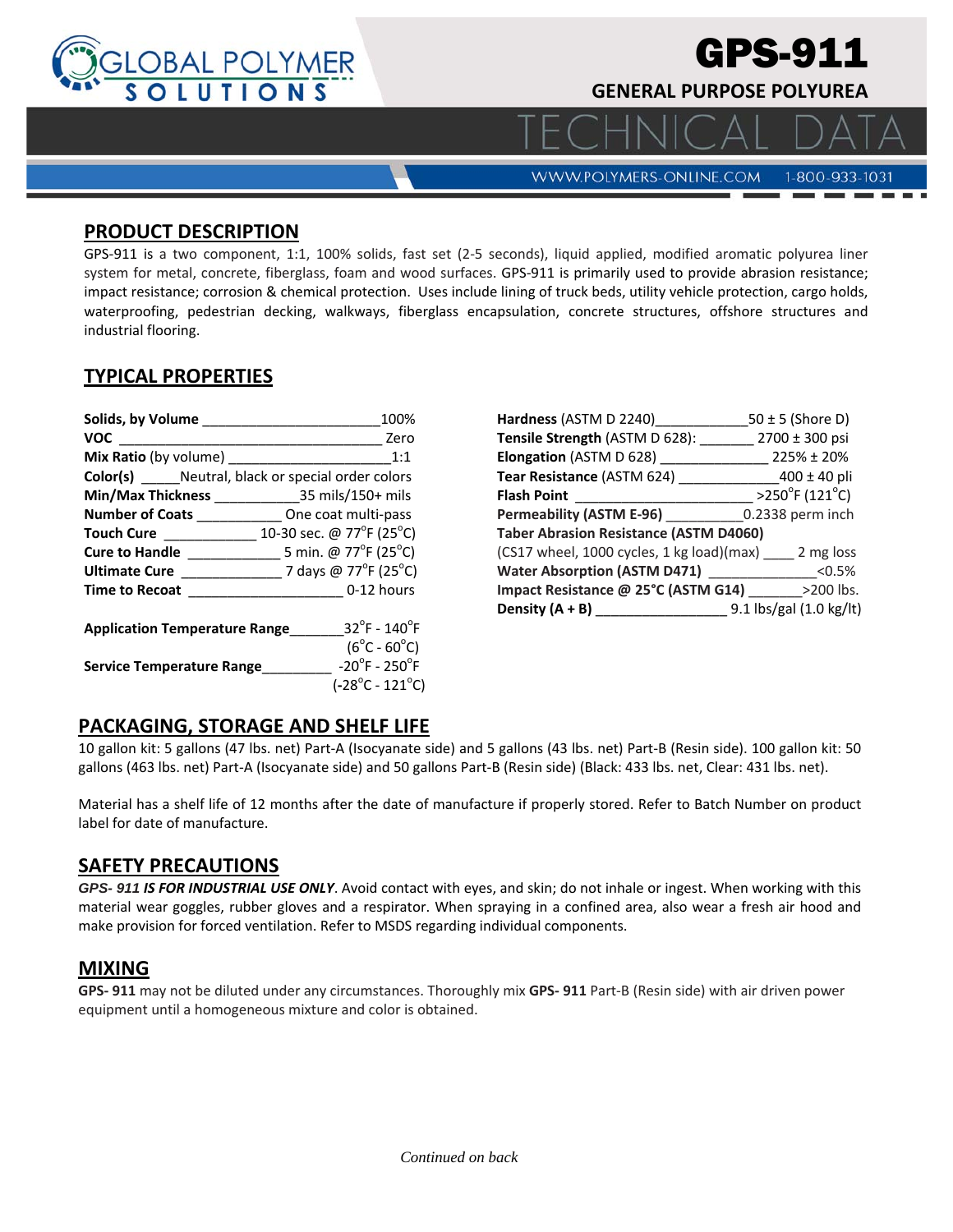# GPS-911

## GENERAL PURPOSE POLYUREA

TECHNICAL DATA

WWW.POLYMERS-ONLINE.COM 1-800-933-1031

## PRODUCT DESCRIPTION

GPS-911 is a two component, 1:1, 100% solids, fast set (2-5 seconds), liquid applied, modified aromatic polyurea liner system for metal, concrete, fiberglass, foam and wood surfaces. GPS-911 is primarily used to provide abrasion resistance; impact resistance; corrosion & chemical protection. Uses include lining of truck beds, utility vehicle protection, cargo holds, waterproofing, pedestrian decking, walkways, fiberglass encapsulation, concrete structures, offshore structures and industrial flooring.

## TYPICAL PROPERTIES

| Property | Value |
|---|---|
| **Solids, by Volume** | 100% |
| **VOC** | Zero |
| **Mix Ratio** (by volume) | 1:1 |
| **Color(s)** | Neutral, black or special order colors |
| **Min/Max Thickness** | 35 mils/150+ mils |
| **Number of Coats** | One coat multi-pass |
| **Touch Cure** | 10-30 sec. @ 77°F (25°C) |
| **Cure to Handle** | 5 min. @ 77°F (25°C) |
| **Ultimate Cure** | 7 days @ 77°F (25°C) |
| **Time to Recoat** | 0-12 hours |
| **Application Temperature Range** | 32°F - 140°F (6°C - 60°C) |
| **Service Temperature Range** | -20°F - 250°F (-28°C - 121°C) |

| Property | Value |
|---|---|
| **Hardness** (ASTM D 2240) | 50 ± 5 (Shore D) |
| **Tensile Strength** (ASTM D 628): | 2700 ± 300 psi |
| **Elongation** (ASTM D 628) | 225% ± 20% |
| **Tear Resistance** (ASTM 624) | 400 ± 40 pli |
| **Flash Point** | >250°F (121°C) |
| **Permeability (ASTM E-96)** | 0.2338 perm inch |
| **Taber Abrasion Resistance (ASTM D4060)** (CS17 wheel, 1000 cycles, 1 kg load)(max) | 2 mg loss |
| **Water Absorption (ASTM D471)** | <0.5% |
| **Impact Resistance @ 25°C (ASTM G14)** | >200 lbs. |
| **Density (A + B)** | 9.1 lbs/gal (1.0 kg/lt) |

## PACKAGING, STORAGE AND SHELF LIFE

10 gallon kit: 5 gallons (47 lbs. net) Part-A (Isocyanate side) and 5 gallons (43 lbs. net) Part-B (Resin side). 100 gallon kit: 50 gallons (463 lbs. net) Part-A (Isocyanate side) and 50 gallons Part-B (Resin side) (Black: 433 lbs. net, Clear: 431 lbs. net).

Material has a shelf life of 12 months after the date of manufacture if properly stored. Refer to Batch Number on product label for date of manufacture.

## SAFETY PRECAUTIONS

***GPS- 911 IS FOR INDUSTRIAL USE ONLY***. Avoid contact with eyes, and skin; do not inhale or ingest. When working with this material wear goggles, rubber gloves and a respirator. When spraying in a confined area, also wear a fresh air hood and make provision for forced ventilation. Refer to MSDS regarding individual components.

## MIXING

**GPS- 911** may not be diluted under any circumstances. Thoroughly mix **GPS- 911** Part-B (Resin side) with air driven power equipment until a homogeneous mixture and color is obtained.

*Continued on back*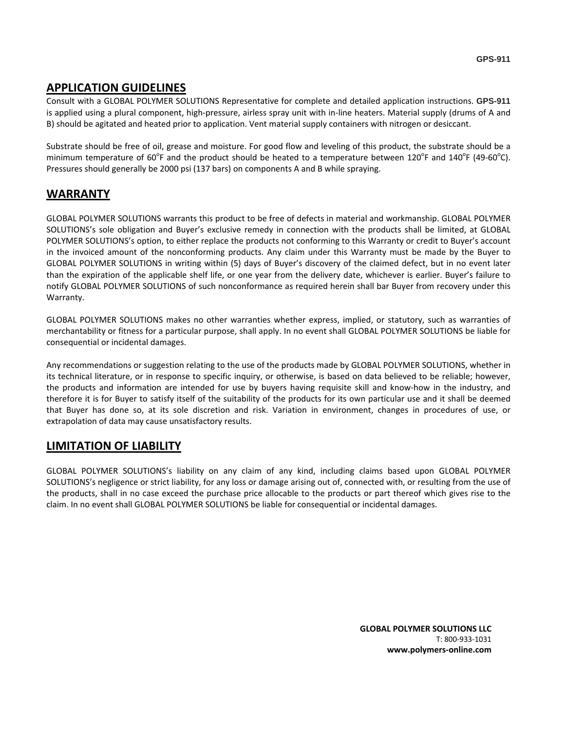## APPLICATION GUIDELINES

Consult with a GLOBAL POLYMER SOLUTIONS Representative for complete and detailed application instructions. **GPS-911** is applied using a plural component, high-pressure, airless spray unit with in-line heaters. Material supply (drums of A and B) should be agitated and heated prior to application. Vent material supply containers with nitrogen or desiccant.

Substrate should be free of oil, grease and moisture. For good flow and leveling of this product, the substrate should be a minimum temperature of 60°F and the product should be heated to a temperature between 120°F and 140°F (49-60°C). Pressures should generally be 2000 psi (137 bars) on components A and B while spraying.

## WARRANTY

GLOBAL POLYMER SOLUTIONS warrants this product to be free of defects in material and workmanship. GLOBAL POLYMER SOLUTIONS's sole obligation and Buyer's exclusive remedy in connection with the products shall be limited, at GLOBAL POLYMER SOLUTIONS's option, to either replace the products not conforming to this Warranty or credit to Buyer's account in the invoiced amount of the nonconforming products. Any claim under this Warranty must be made by the Buyer to GLOBAL POLYMER SOLUTIONS in writing within (5) days of Buyer's discovery of the claimed defect, but in no event later than the expiration of the applicable shelf life, or one year from the delivery date, whichever is earlier. Buyer's failure to notify GLOBAL POLYMER SOLUTIONS of such nonconformance as required herein shall bar Buyer from recovery under this Warranty.

GLOBAL POLYMER SOLUTIONS makes no other warranties whether express, implied, or statutory, such as warranties of merchantability or fitness for a particular purpose, shall apply. In no event shall GLOBAL POLYMER SOLUTIONS be liable for consequential or incidental damages.

Any recommendations or suggestion relating to the use of the products made by GLOBAL POLYMER SOLUTIONS, whether in its technical literature, or in response to specific inquiry, or otherwise, is based on data believed to be reliable; however, the products and information are intended for use by buyers having requisite skill and know-how in the industry, and therefore it is for Buyer to satisfy itself of the suitability of the products for its own particular use and it shall be deemed that Buyer has done so, at its sole discretion and risk. Variation in environment, changes in procedures of use, or extrapolation of data may cause unsatisfactory results.

## LIMITATION OF LIABILITY

GLOBAL POLYMER SOLUTIONS's liability on any claim of any kind, including claims based upon GLOBAL POLYMER SOLUTIONS's negligence or strict liability, for any loss or damage arising out of, connected with, or resulting from the use of the products, shall in no case exceed the purchase price allocable to the products or part thereof which gives rise to the claim. In no event shall GLOBAL POLYMER SOLUTIONS be liable for consequential or incidental damages.

**GLOBAL POLYMER SOLUTIONS LLC**
T: 800-933-1031
**www.polymers-online.com**